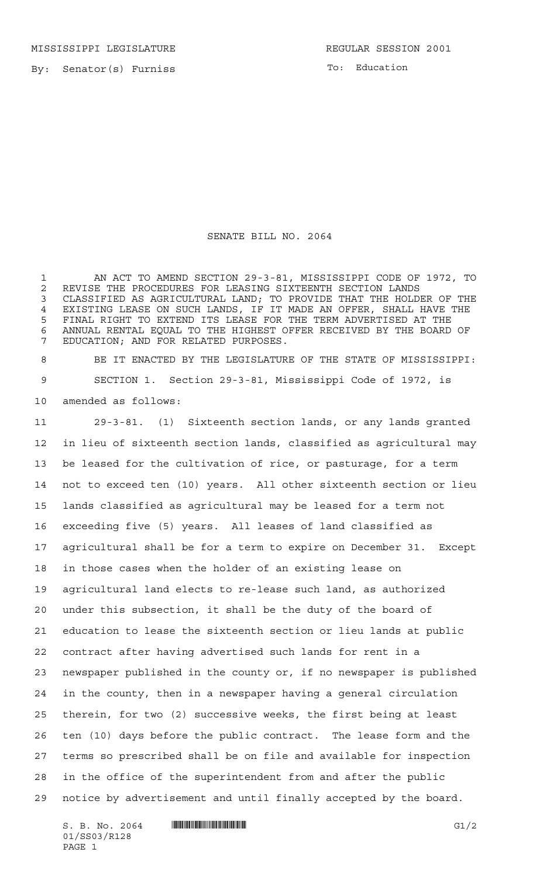MISSISSIPPI LEGISLATURE REGULAR SESSION 2001

By: Senator(s) Furniss

To: Education

# SENATE BILL NO. 2064

AN ACT TO AMEND SECTION 29-3-81, MISSISSIPPI CODE OF 1972, TO REVISE THE PROCEDURES FOR LEASING SIXTEENTH SECTION LANDS CLASSIFIED AS AGRICULTURAL LAND; TO PROVIDE THAT THE HOLDER OF THE EXISTING LEASE ON SUCH LANDS, IF IT MADE AN OFFER, SHALL HAVE THE FINAL RIGHT TO EXTEND ITS LEASE FOR THE TERM ADVERTISED AT THE ANNUAL RENTAL EQUAL TO THE HIGHEST OFFER RECEIVED BY THE BOARD OF EDUCATION; AND FOR RELATED PURPOSES.

BE IT ENACTED BY THE LEGISLATURE OF THE STATE OF MISSISSIPPI:

SECTION 1. Section 29-3-81, Mississippi Code of 1972, is amended as follows:

29-3-81. (1) Sixteenth section lands, or any lands granted in lieu of sixteenth section lands, classified as agricultural may be leased for the cultivation of rice, or pasturage, for a term not to exceed ten (10) years. All other sixteenth section or lieu lands classified as agricultural may be leased for a term not exceeding five (5) years. All leases of land classified as agricultural shall be for a term to expire on December 31. Except in those cases when the holder of an existing lease on agricultural land elects to re-lease such land, as authorized under this subsection, it shall be the duty of the board of education to lease the sixteenth section or lieu lands at public contract after having advertised such lands for rent in a newspaper published in the county or, if no newspaper is published in the county, then in a newspaper having a general circulation therein, for two (2) successive weeks, the first being at least ten (10) days before the public contract. The lease form and the terms so prescribed shall be on file and available for inspection in the office of the superintendent from and after the public notice by advertisement and until finally accepted by the board.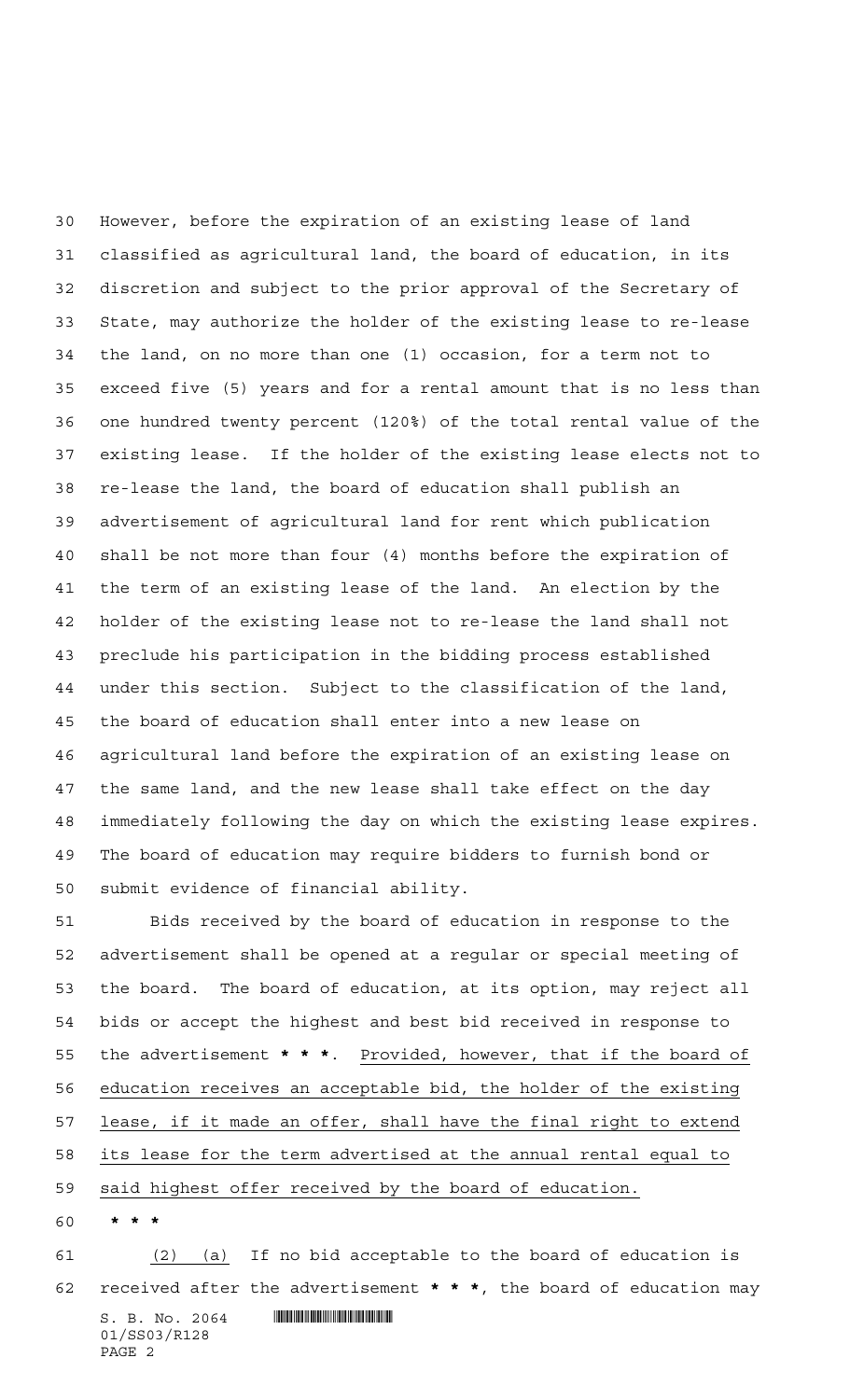However, before the expiration of an existing lease of land classified as agricultural land, the board of education, in its discretion and subject to the prior approval of the Secretary of State, may authorize the holder of the existing lease to re-lease the land, on no more than one (1) occasion, for a term not to exceed five (5) years and for a rental amount that is no less than one hundred twenty percent (120%) of the total rental value of the existing lease. If the holder of the existing lease elects not to re-lease the land, the board of education shall publish an advertisement of agricultural land for rent which publication shall be not more than four (4) months before the expiration of the term of an existing lease of the land. An election by the holder of the existing lease not to re-lease the land shall not preclude his participation in the bidding process established under this section. Subject to the classification of the land, the board of education shall enter into a new lease on agricultural land before the expiration of an existing lease on the same land, and the new lease shall take effect on the day immediately following the day on which the existing lease expires. The board of education may require bidders to furnish bond or submit evidence of financial ability.

Bids received by the board of education in response to the advertisement shall be opened at a regular or special meeting of the board. The board of education, at its option, may reject all bids or accept the highest and best bid received in response to the advertisement **\* \* \***. <u>Provided, however, that if the board of education receives an acceptable bid, the holder of the existing lease, if it made an offer, shall have the final right to extend its lease for the term advertised at the annual rental equal to said highest offer received by the board of education.</u>

**\* \* \***

<u>(2) (a)</u> If no bid acceptable to the board of education is received after the advertisement **\* \* \***, the board of education may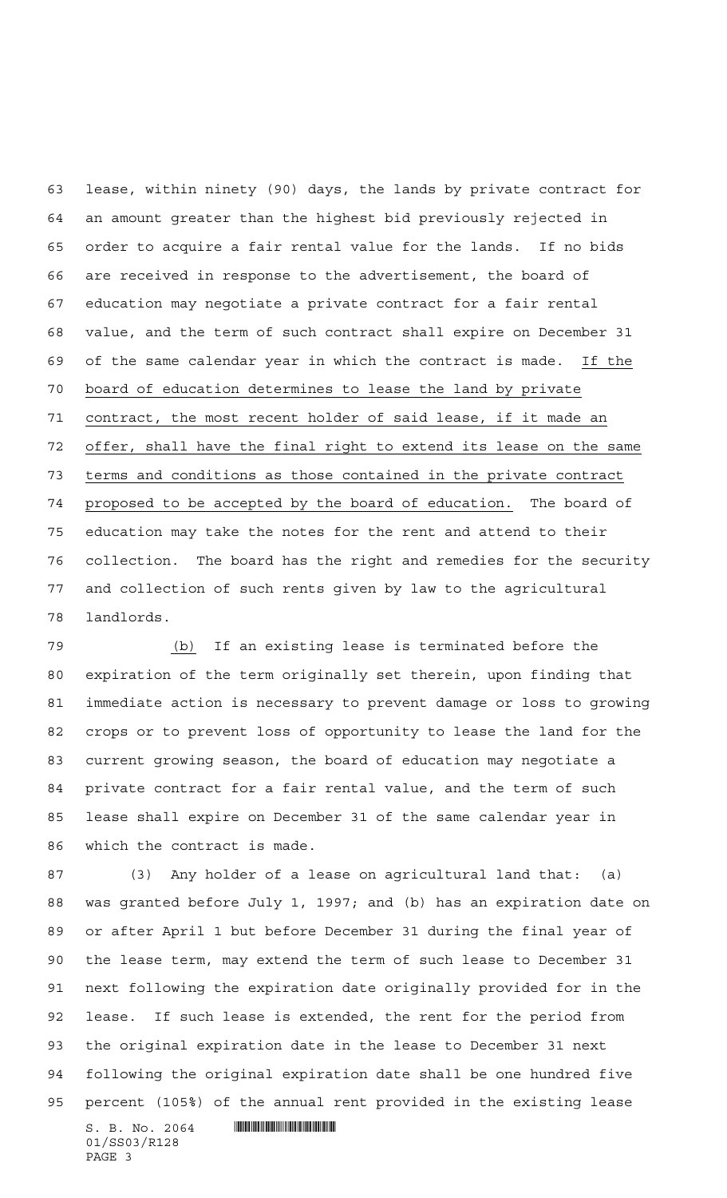lease, within ninety (90) days, the lands by private contract for an amount greater than the highest bid previously rejected in order to acquire a fair rental value for the lands. If no bids are received in response to the advertisement, the board of education may negotiate a private contract for a fair rental value, and the term of such contract shall expire on December 31 of the same calendar year in which the contract is made. <u>If the board of education determines to lease the land by private contract, the most recent holder of said lease, if it made an offer, shall have the final right to extend its lease on the same terms and conditions as those contained in the private contract proposed to be accepted by the board of education.</u> The board of education may take the notes for the rent and attend to their collection. The board has the right and remedies for the security and collection of such rents given by law to the agricultural landlords.

<u>(b)</u> If an existing lease is terminated before the expiration of the term originally set therein, upon finding that immediate action is necessary to prevent damage or loss to growing crops or to prevent loss of opportunity to lease the land for the current growing season, the board of education may negotiate a private contract for a fair rental value, and the term of such lease shall expire on December 31 of the same calendar year in which the contract is made.

(3) Any holder of a lease on agricultural land that: (a) was granted before July 1, 1997; and (b) has an expiration date on or after April 1 but before December 31 during the final year of the lease term, may extend the term of such lease to December 31 next following the expiration date originally provided for in the lease. If such lease is extended, the rent for the period from the original expiration date in the lease to December 31 next following the original expiration date shall be one hundred five percent (105%) of the annual rent provided in the existing lease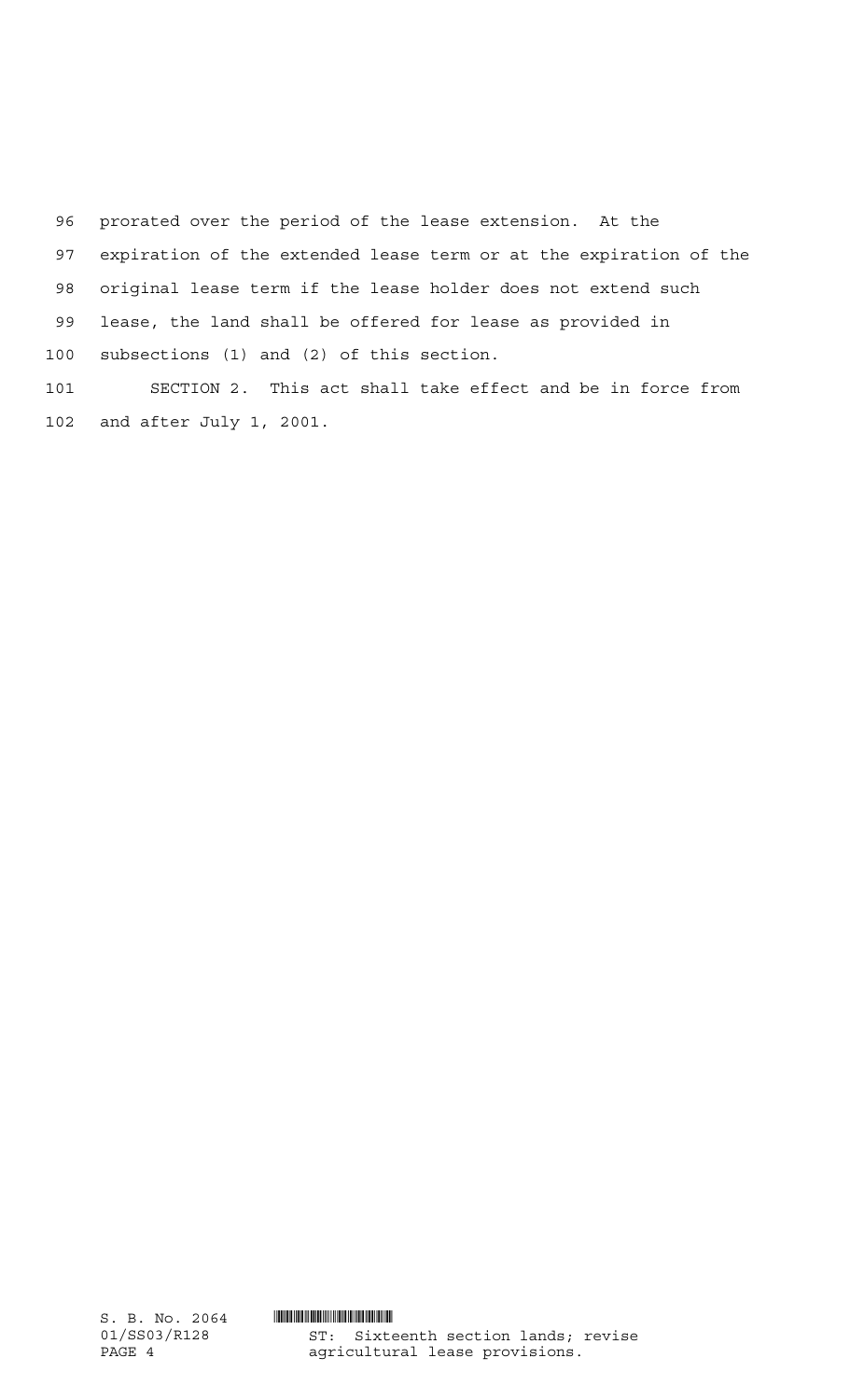prorated over the period of the lease extension. At the expiration of the extended lease term or at the expiration of the original lease term if the lease holder does not extend such lease, the land shall be offered for lease as provided in subsections (1) and (2) of this section.

SECTION 2. This act shall take effect and be in force from and after July 1, 2001.

S. B. No. 2064
01/SS03/R128
ST: Sixteenth section lands; revise agricultural lease provisions.